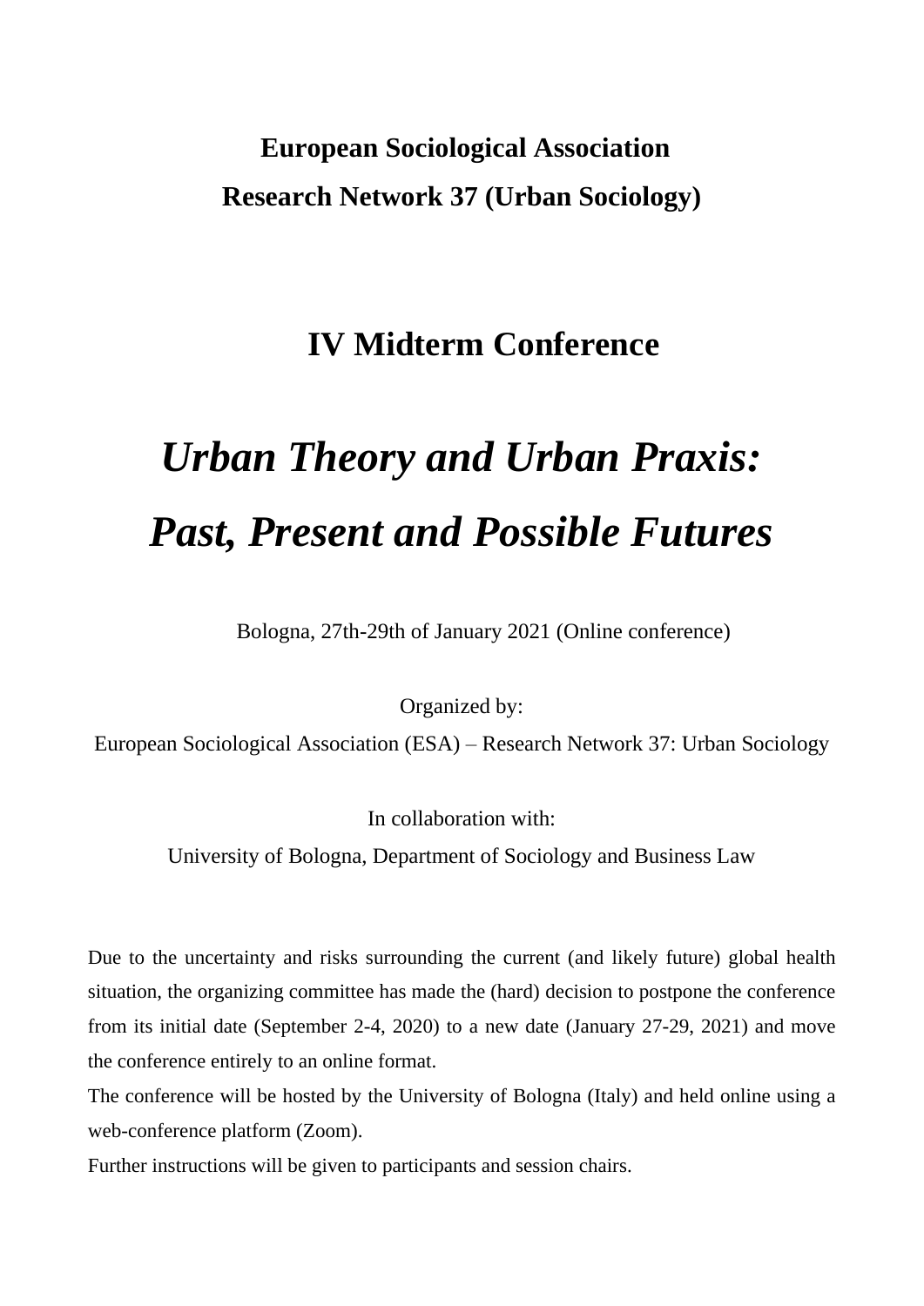**European Sociological Association**

**Research Network 37 (Urban Sociology)**

# IV Midterm Conference

# *Urban Theory and Urban Praxis: Past, Present and Possible Futures*

Bologna, 27th-29th of January 2021 (Online conference)

Organized by:

European Sociological Association (ESA) – Research Network 37: Urban Sociology

In collaboration with:

University of Bologna, Department of Sociology and Business Law

Due to the uncertainty and risks surrounding the current (and likely future) global health situation, the organizing committee has made the (hard) decision to postpone the conference from its initial date (September 2-4, 2020) to a new date (January 27-29, 2021) and move the conference entirely to an online format.

The conference will be hosted by the University of Bologna (Italy) and held online using a web-conference platform (Zoom).

Further instructions will be given to participants and session chairs.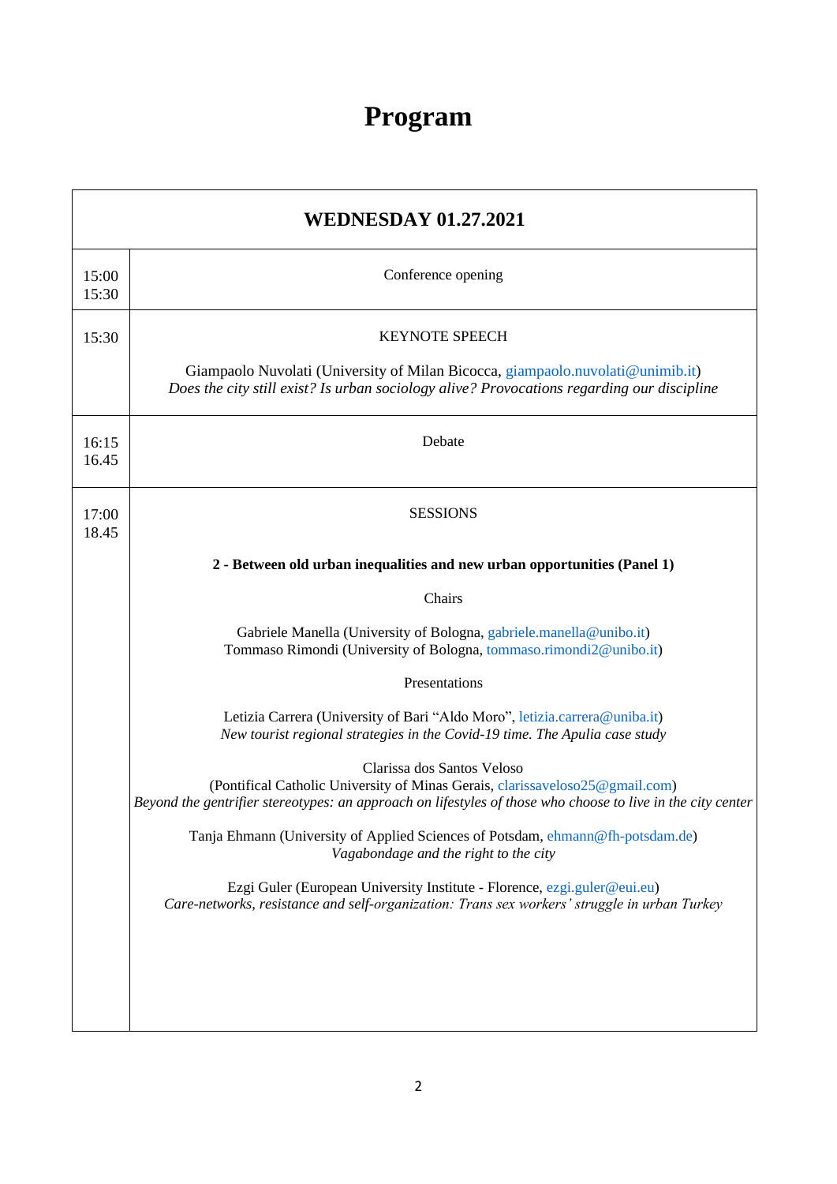# Program

| WEDNESDAY 01.27.2021 | |
|---|---|
| 15:00<br>15:30 | Conference opening |
| 15:30 | KEYNOTE SPEECH<br><br>Giampaolo Nuvolati (University of Milan Bicocca, giampaolo.nuvolati@unimib.it)<br>*Does the city still exist? Is urban sociology alive? Provocations regarding our discipline* |
| 16:15<br>16.45 | Debate |
| 17:00<br>18.45 | SESSIONS<br><br>**2 - Between old urban inequalities and new urban opportunities (Panel 1)**<br><br>Chairs<br><br>Gabriele Manella (University of Bologna, gabriele.manella@unibo.it)<br>Tommaso Rimondi (University of Bologna, tommaso.rimondi2@unibo.it)<br><br>Presentations<br><br>Letizia Carrera (University of Bari "Aldo Moro", letizia.carrera@uniba.it)<br>*New tourist regional strategies in the Covid-19 time. The Apulia case study*<br><br>Clarissa dos Santos Veloso<br>(Pontifical Catholic University of Minas Gerais, clarissaveloso25@gmail.com)<br>*Beyond the gentrifier stereotypes: an approach on lifestyles of those who choose to live in the city center*<br><br>Tanja Ehmann (University of Applied Sciences of Potsdam, ehmann@fh-potsdam.de)<br>*Vagabondage and the right to the city*<br><br>Ezgi Guler (European University Institute - Florence, ezgi.guler@eui.eu)<br>*Care-networks, resistance and self-organization: Trans sex workers' struggle in urban Turkey* |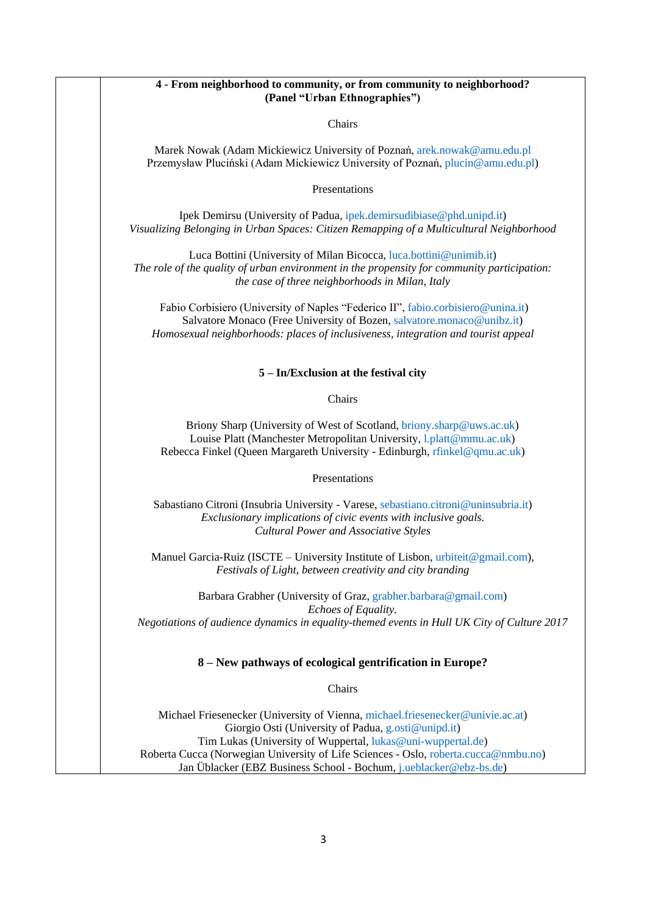**4 - From neighborhood to community, or from community to neighborhood? (Panel "Urban Ethnographies")**

Chairs

Marek Nowak (Adam Mickiewicz University of Poznań, arek.nowak@amu.edu.pl
Przemysław Pluciński (Adam Mickiewicz University of Poznań, plucin@amu.edu.pl)

Presentations

Ipek Demirsu (University of Padua, ipek.demirsudibiase@phd.unipd.it)
*Visualizing Belonging in Urban Spaces: Citizen Remapping of a Multicultural Neighborhood*

Luca Bottini (University of Milan Bicocca, luca.bottini@unimib.it)
*The role of the quality of urban environment in the propensity for community participation: the case of three neighborhoods in Milan, Italy*

Fabio Corbisiero (University of Naples "Federico II", fabio.corbisiero@unina.it)
Salvatore Monaco (Free University of Bozen, salvatore.monaco@unibz.it)
*Homosexual neighborhoods: places of inclusiveness, integration and tourist appeal*

**5 – In/Exclusion at the festival city**

Chairs

Briony Sharp (University of West of Scotland, briony.sharp@uws.ac.uk)
Louise Platt (Manchester Metropolitan University, l.platt@mmu.ac.uk)
Rebecca Finkel (Queen Margareth University - Edinburgh, rfinkel@qmu.ac.uk)

Presentations

Sabastiano Citroni (Insubria University - Varese, sebastiano.citroni@uninsubria.it)
*Exclusionary implications of civic events with inclusive goals.*
*Cultural Power and Associative Styles*

Manuel Garcia-Ruiz (ISCTE – University Institute of Lisbon, urbiteit@gmail.com),
*Festivals of Light, between creativity and city branding*

Barbara Grabher (University of Graz, grabher.barbara@gmail.com)
*Echoes of Equality.*
*Negotiations of audience dynamics in equality-themed events in Hull UK City of Culture 2017*

**8 – New pathways of ecological gentrification in Europe?**

Chairs

Michael Friesenecker (University of Vienna, michael.friesenecker@univie.ac.at)
Giorgio Osti (University of Padua, g.osti@unipd.it)
Tim Lukas (University of Wuppertal, lukas@uni-wuppertal.de)
Roberta Cucca (Norwegian University of Life Sciences - Oslo, roberta.cucca@nmbu.no)
Jan Üblacker (EBZ Business School - Bochum, j.ueblacker@ebz-bs.de)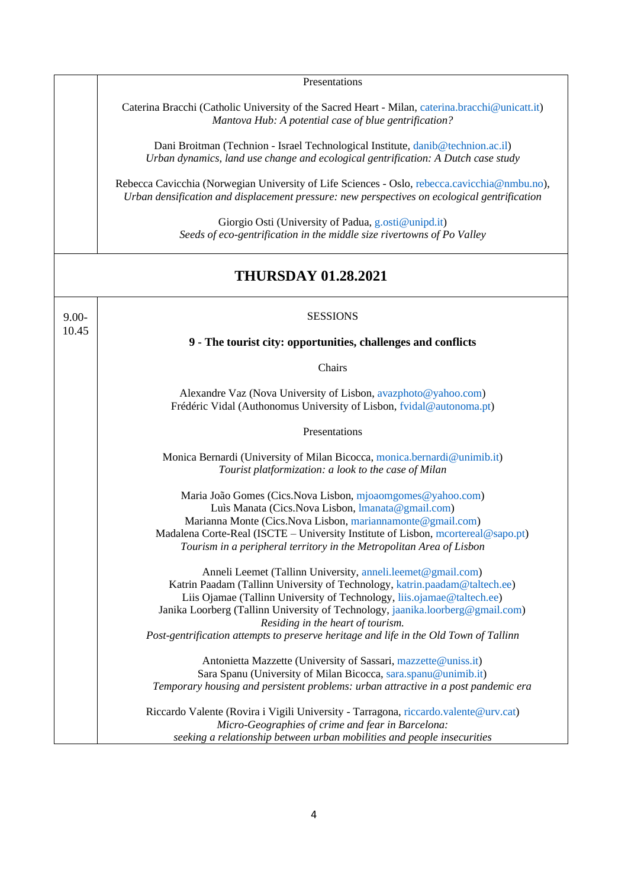| | |
|---|---|
| | Presentations<br><br>Caterina Bracchi (Catholic University of the Sacred Heart - Milan, caterina.bracchi@unicatt.it)<br>*Mantova Hub: A potential case of blue gentrification?*<br><br>Dani Broitman (Technion - Israel Technological Institute, danib@technion.ac.il)<br>*Urban dynamics, land use change and ecological gentrification: A Dutch case study*<br><br>Rebecca Cavicchia (Norwegian University of Life Sciences - Oslo, rebecca.cavicchia@nmbu.no),<br>*Urban densification and displacement pressure: new perspectives on ecological gentrification*<br><br>Giorgio Osti (University of Padua, g.osti@unipd.it)<br>*Seeds of eco-gentrification in the middle size rivertowns of Po Valley* |
| **THURSDAY 01.28.2021** | |
| 9.00-10.45 | SESSIONS<br><br>**9 - The tourist city: opportunities, challenges and conflicts**<br><br>Chairs<br><br>Alexandre Vaz (Nova University of Lisbon, avazphoto@yahoo.com)<br>Frédéric Vidal (Authonomus University of Lisbon, fvidal@autonoma.pt)<br><br>Presentations<br><br>Monica Bernardi (University of Milan Bicocca, monica.bernardi@unimib.it)<br>*Tourist platformization: a look to the case of Milan*<br><br>Maria João Gomes (Cics.Nova Lisbon, mjoaomgomes@yahoo.com)<br>Luìs Manata (Cics.Nova Lisbon, lmanata@gmail.com)<br>Marianna Monte (Cics.Nova Lisbon, mariannamonte@gmail.com)<br>Madalena Corte-Real (ISCTE – University Institute of Lisbon, mcortereal@sapo.pt)<br>*Tourism in a peripheral territory in the Metropolitan Area of Lisbon*<br><br>Anneli Leemet (Tallinn University, anneli.leemet@gmail.com)<br>Katrin Paadam (Tallinn University of Technology, katrin.paadam@taltech.ee)<br>Liis Ojamae (Tallinn University of Technology, liis.ojamae@taltech.ee)<br>Janika Loorberg (Tallinn University of Technology, jaanika.loorberg@gmail.com)<br>*Residing in the heart of tourism.*<br>*Post-gentrification attempts to preserve heritage and life in the Old Town of Tallinn*<br><br>Antonietta Mazzette (University of Sassari, mazzette@uniss.it)<br>Sara Spanu (University of Milan Bicocca, sara.spanu@unimib.it)<br>*Temporary housing and persistent problems: urban attractive in a post pandemic era*<br><br>Riccardo Valente (Rovira i Vigili University - Tarragona, riccardo.valente@urv.cat)<br>*Micro-Geographies of crime and fear in Barcelona:*<br>*seeking a relationship between urban mobilities and people insecurities* |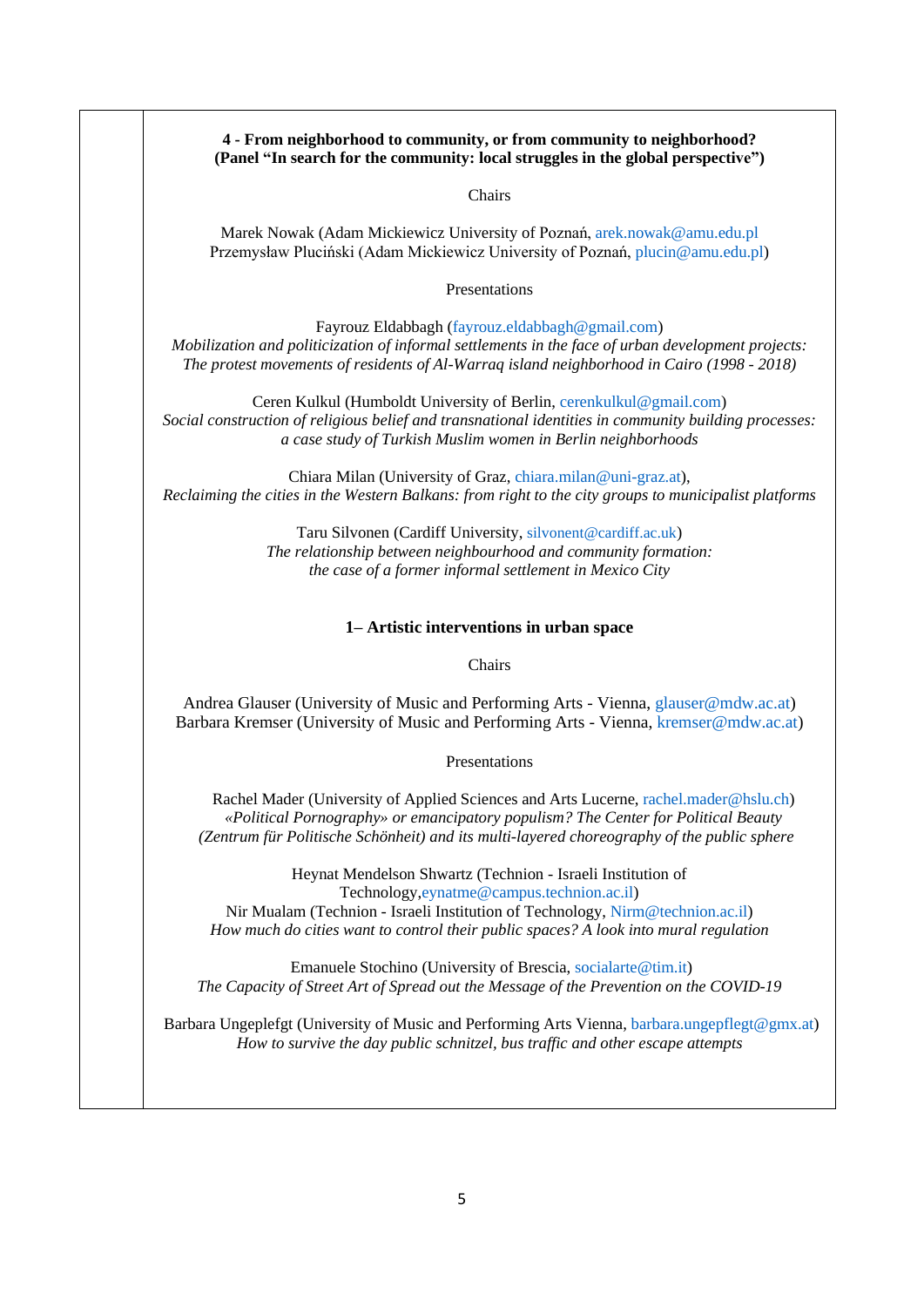**4 - From neighborhood to community, or from community to neighborhood?**
**(Panel "In search for the community: local struggles in the global perspective")**

Chairs

Marek Nowak (Adam Mickiewicz University of Poznań, arek.nowak@amu.edu.pl
Przemysław Pluciński (Adam Mickiewicz University of Poznań, plucin@amu.edu.pl)

Presentations

Fayrouz Eldabbagh (fayrouz.eldabbagh@gmail.com)
*Mobilization and politicization of informal settlements in the face of urban development projects: The protest movements of residents of Al-Warraq island neighborhood in Cairo (1998 - 2018)*

Ceren Kulkul (Humboldt University of Berlin, cerenkulkul@gmail.com)
*Social construction of religious belief and transnational identities in community building processes: a case study of Turkish Muslim women in Berlin neighborhoods*

Chiara Milan (University of Graz, chiara.milan@uni-graz.at),
*Reclaiming the cities in the Western Balkans: from right to the city groups to municipalist platforms*

Taru Silvonen (Cardiff University, silvonent@cardiff.ac.uk)
*The relationship between neighbourhood and community formation: the case of a former informal settlement in Mexico City*

**1– Artistic interventions in urban space**

Chairs

Andrea Glauser (University of Music and Performing Arts - Vienna, glauser@mdw.ac.at)
Barbara Kremser (University of Music and Performing Arts - Vienna, kremser@mdw.ac.at)

Presentations

Rachel Mader (University of Applied Sciences and Arts Lucerne, rachel.mader@hslu.ch)
*«Political Pornography» or emancipatory populism? The Center for Political Beauty (Zentrum für Politische Schönheit) and its multi-layered choreography of the public sphere*

Heynat Mendelson Shwartz (Technion - Israeli Institution of Technology,eynatme@campus.technion.ac.il)
Nir Mualam (Technion - Israeli Institution of Technology, Nirm@technion.ac.il)
*How much do cities want to control their public spaces? A look into mural regulation*

Emanuele Stochino (University of Brescia, socialarte@tim.it)
*The Capacity of Street Art of Spread out the Message of the Prevention on the COVID-19*

Barbara Ungeplefgt (University of Music and Performing Arts Vienna, barbara.ungepflegt@gmx.at)
*How to survive the day public schnitzel, bus traffic and other escape attempts*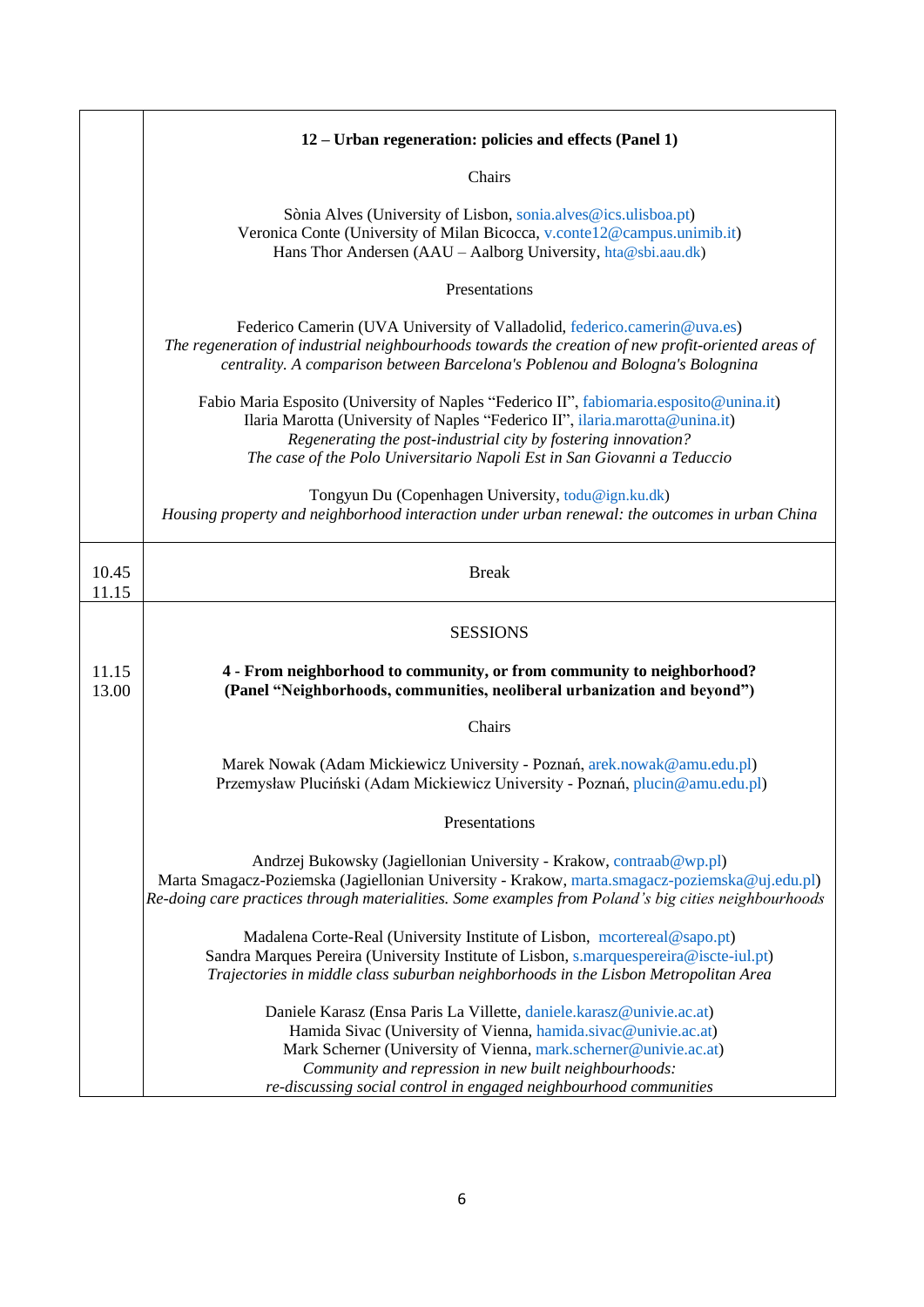| | |
|---|---|
| | **12 – Urban regeneration: policies and effects (Panel 1)**<br><br>Chairs<br><br>Sònia Alves (University of Lisbon, sonia.alves@ics.ulisboa.pt)<br>Veronica Conte (University of Milan Bicocca, v.conte12@campus.unimib.it)<br>Hans Thor Andersen (AAU – Aalborg University, hta@sbi.aau.dk)<br><br>Presentations<br><br>Federico Camerin (UVA University of Valladolid, federico.camerin@uva.es)<br>*The regeneration of industrial neighbourhoods towards the creation of new profit-oriented areas of centrality. A comparison between Barcelona's Poblenou and Bologna's Bolognina*<br><br>Fabio Maria Esposito (University of Naples “Federico II”, fabiomaria.esposito@unina.it)<br>Ilaria Marotta (University of Naples “Federico II”, ilaria.marotta@unina.it)<br>*Regenerating the post-industrial city by fostering innovation?*<br>*The case of the Polo Universitario Napoli Est in San Giovanni a Teduccio*<br><br>Tongyun Du (Copenhagen University, todu@ign.ku.dk)<br>*Housing property and neighborhood interaction under urban renewal: the outcomes in urban China* |
| 10.45<br>11.15 | Break |
| 11.15<br>13.00 | SESSIONS<br><br>**4 - From neighborhood to community, or from community to neighborhood?**<br>**(Panel “Neighborhoods, communities, neoliberal urbanization and beyond”)**<br><br>Chairs<br><br>Marek Nowak (Adam Mickiewicz University - Poznań, arek.nowak@amu.edu.pl)<br>Przemysław Pluciński (Adam Mickiewicz University - Poznań, plucin@amu.edu.pl)<br><br>Presentations<br><br>Andrzej Bukowsky (Jagiellonian University - Krakow, contraab@wp.pl)<br>Marta Smagacz-Poziemska (Jagiellonian University - Krakow, marta.smagacz-poziemska@uj.edu.pl)<br>*Re-doing care practices through materialities. Some examples from Poland's big cities neighbourhoods*<br><br>Madalena Corte-Real (University Institute of Lisbon, mcortereal@sapo.pt)<br>Sandra Marques Pereira (University Institute of Lisbon, s.marquespereira@iscte-iul.pt)<br>*Trajectories in middle class suburban neighborhoods in the Lisbon Metropolitan Area*<br><br>Daniele Karasz (Ensa Paris La Villette, daniele.karasz@univie.ac.at)<br>Hamida Sivac (University of Vienna, hamida.sivac@univie.ac.at)<br>Mark Scherner (University of Vienna, mark.scherner@univie.ac.at)<br>*Community and repression in new built neighbourhoods:*<br>*re-discussing social control in engaged neighbourhood communities* |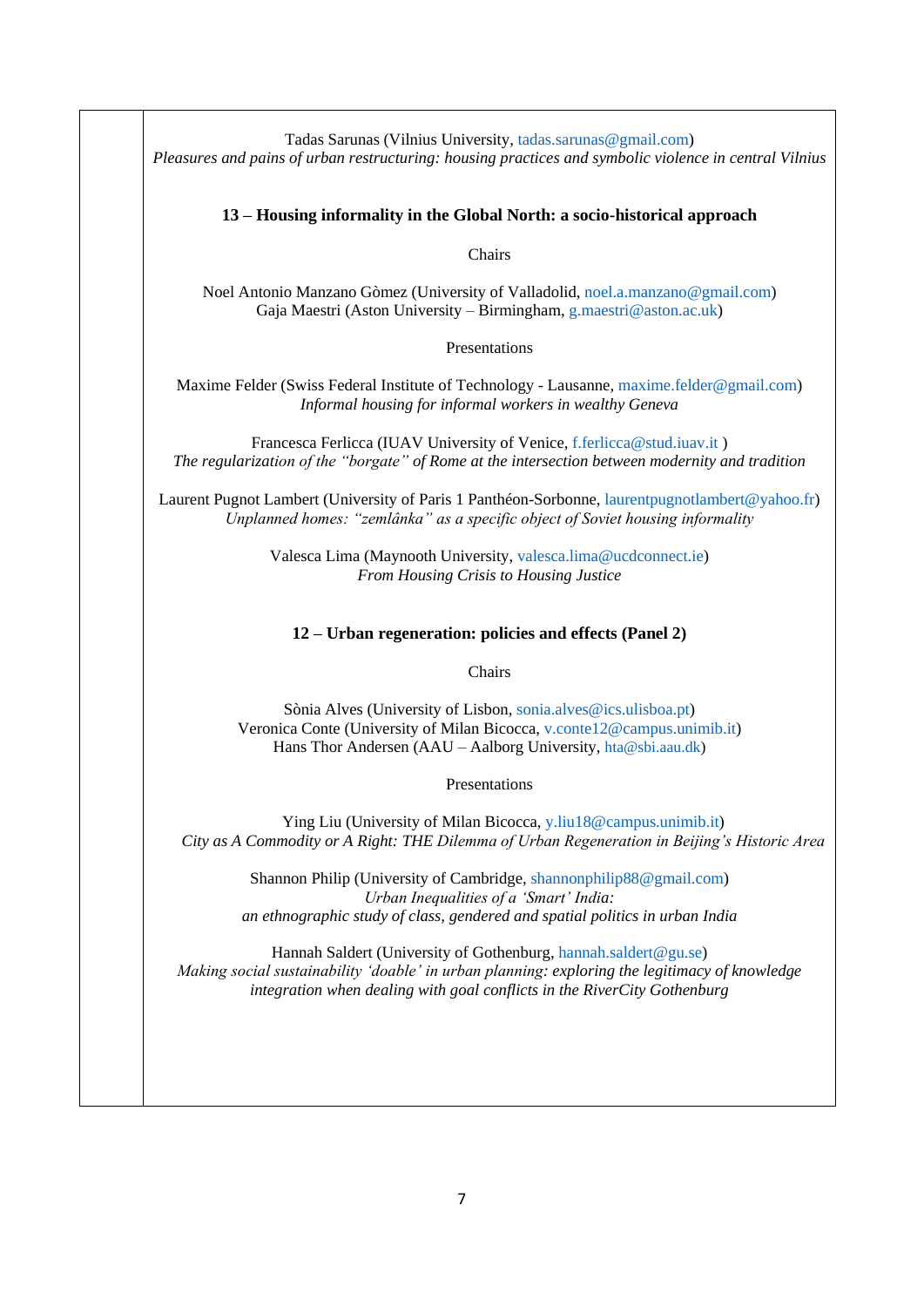Tadas Sarunas (Vilnius University, tadas.sarunas@gmail.com)
*Pleasures and pains of urban restructuring: housing practices and symbolic violence in central Vilnius*

**13 – Housing informality in the Global North: a socio-historical approach**

Chairs

Noel Antonio Manzano Gòmez (University of Valladolid, noel.a.manzano@gmail.com)
Gaja Maestri (Aston University – Birmingham, g.maestri@aston.ac.uk)

Presentations

Maxime Felder (Swiss Federal Institute of Technology - Lausanne, maxime.felder@gmail.com)
*Informal housing for informal workers in wealthy Geneva*

Francesca Ferlicca (IUAV University of Venice, f.ferlicca@stud.iuav.it )
*The regularization of the "borgate" of Rome at the intersection between modernity and tradition*

Laurent Pugnot Lambert (University of Paris 1 Panthéon-Sorbonne, laurentpugnotlambert@yahoo.fr)
*Unplanned homes: "zemlânka" as a specific object of Soviet housing informality*

Valesca Lima (Maynooth University, valesca.lima@ucdconnect.ie)
*From Housing Crisis to Housing Justice*

**12 – Urban regeneration: policies and effects (Panel 2)**

Chairs

Sònia Alves (University of Lisbon, sonia.alves@ics.ulisboa.pt)
Veronica Conte (University of Milan Bicocca, v.conte12@campus.unimib.it)
Hans Thor Andersen (AAU – Aalborg University, hta@sbi.aau.dk)

Presentations

Ying Liu (University of Milan Bicocca, y.liu18@campus.unimib.it)
*City as A Commodity or A Right: THE Dilemma of Urban Regeneration in Beijing's Historic Area*

Shannon Philip (University of Cambridge, shannonphilip88@gmail.com)
*Urban Inequalities of a 'Smart' India:*
*an ethnographic study of class, gendered and spatial politics in urban India*

Hannah Saldert (University of Gothenburg, hannah.saldert@gu.se)
*Making social sustainability 'doable' in urban planning: exploring the legitimacy of knowledge integration when dealing with goal conflicts in the RiverCity Gothenburg*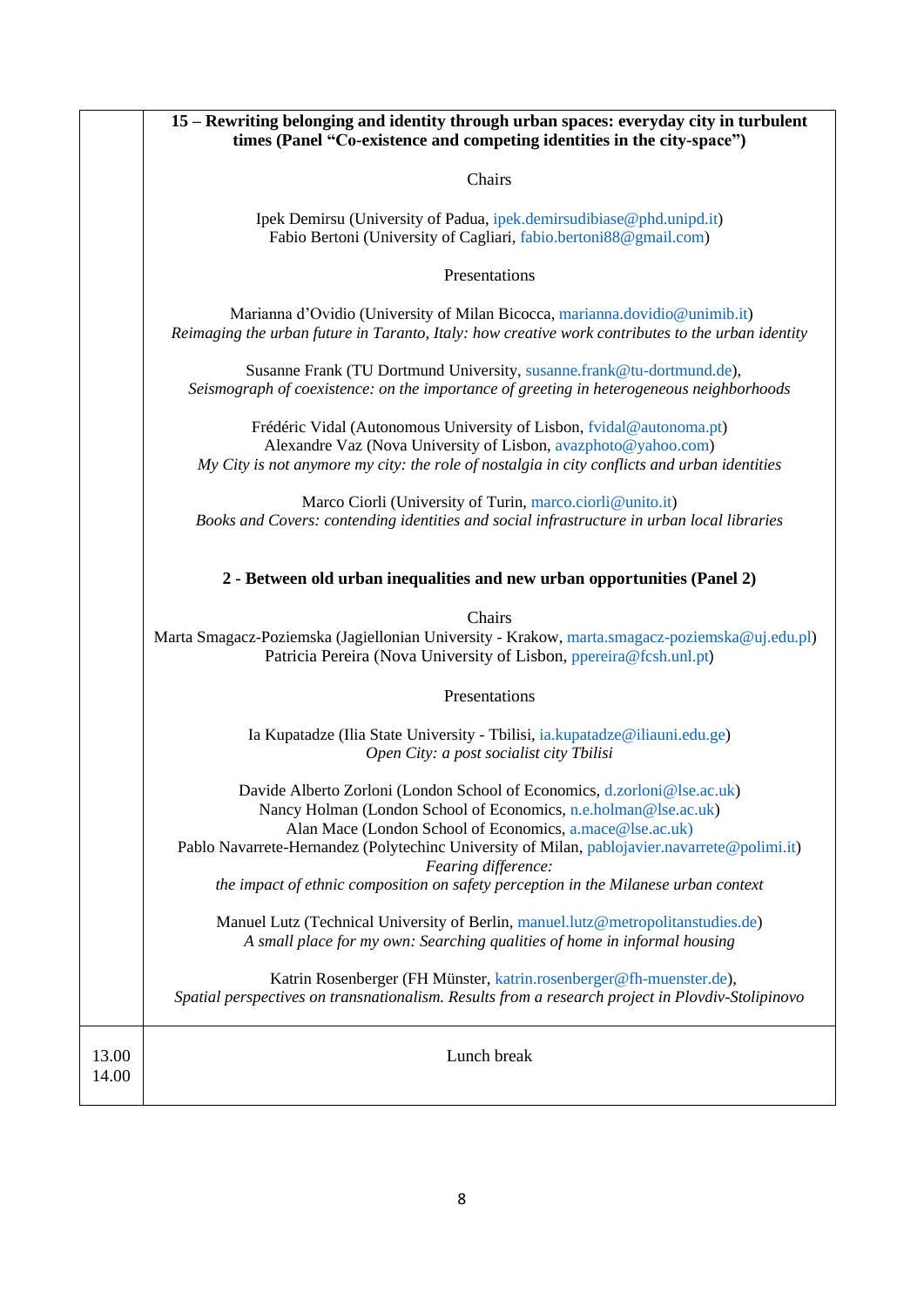| | |
|---|---|
| | **15 – Rewriting belonging and identity through urban spaces: everyday city in turbulent times (Panel "Co-existence and competing identities in the city-space")**<br><br>Chairs<br><br>Ipek Demirsu (University of Padua, ipek.demirsudibiase@phd.unipd.it)<br>Fabio Bertoni (University of Cagliari, fabio.bertoni88@gmail.com)<br><br>Presentations<br><br>Marianna d'Ovidio (University of Milan Bicocca, marianna.dovidio@unimib.it)<br>*Reimaging the urban future in Taranto, Italy: how creative work contributes to the urban identity*<br><br>Susanne Frank (TU Dortmund University, susanne.frank@tu-dortmund.de),<br>*Seismograph of coexistence: on the importance of greeting in heterogeneous neighborhoods*<br><br>Frédéric Vidal (Autonomous University of Lisbon, fvidal@autonoma.pt)<br>Alexandre Vaz (Nova University of Lisbon, avazphoto@yahoo.com)<br>*My City is not anymore my city: the role of nostalgia in city conflicts and urban identities*<br><br>Marco Ciorli (University of Turin, marco.ciorli@unito.it)<br>*Books and Covers: contending identities and social infrastructure in urban local libraries*<br><br>**2 - Between old urban inequalities and new urban opportunities (Panel 2)**<br><br>Chairs<br>Marta Smagacz-Poziemska (Jagiellonian University - Krakow, marta.smagacz-poziemska@uj.edu.pl)<br>Patricia Pereira (Nova University of Lisbon, ppereira@fcsh.unl.pt)<br><br>Presentations<br><br>Ia Kupatadze (Ilia State University - Tbilisi, ia.kupatadze@iliauni.edu.ge)<br>*Open City: a post socialist city Tbilisi*<br><br>Davide Alberto Zorloni (London School of Economics, d.zorloni@lse.ac.uk)<br>Nancy Holman (London School of Economics, n.e.holman@lse.ac.uk)<br>Alan Mace (London School of Economics, a.mace@lse.ac.uk)<br>Pablo Navarrete-Hernandez (Polytechinc University of Milan, pablojavier.navarrete@polimi.it)<br>*Fearing difference:*<br>*the impact of ethnic composition on safety perception in the Milanese urban context*<br><br>Manuel Lutz (Technical University of Berlin, manuel.lutz@metropolitanstudies.de)<br>*A small place for my own: Searching qualities of home in informal housing*<br><br>Katrin Rosenberger (FH Münster, katrin.rosenberger@fh-muenster.de),<br>*Spatial perspectives on transnationalism. Results from a research project in Plovdiv-Stolipinovo* |
| 13.00<br>14.00 | Lunch break |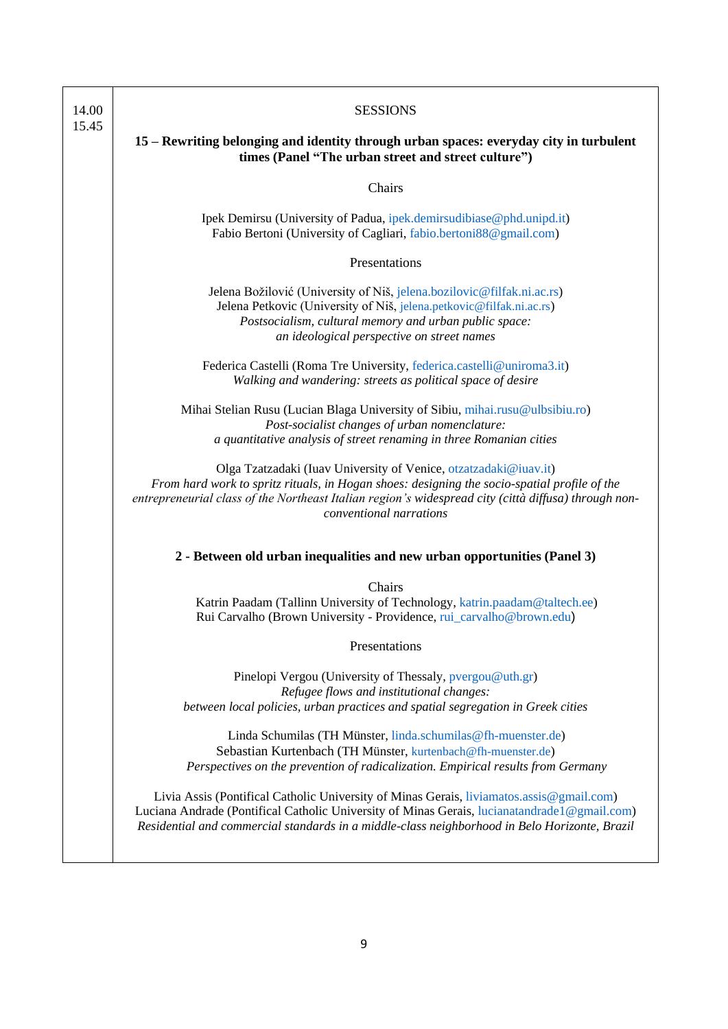| 14.00<br>15.45 | SESSIONS<br><br>**15 – Rewriting belonging and identity through urban spaces: everyday city in turbulent times (Panel "The urban street and street culture")**<br><br>Chairs<br><br>Ipek Demirsu (University of Padua, ipek.demirsudibiase@phd.unipd.it)<br>Fabio Bertoni (University of Cagliari, fabio.bertoni88@gmail.com)<br><br>Presentations<br><br>Jelena Božilović (University of Niš, jelena.bozilovic@filfak.ni.ac.rs)<br>Jelena Petkovic (University of Niš, jelena.petkovic@filfak.ni.ac.rs)<br>*Postsocialism, cultural memory and urban public space: an ideological perspective on street names*<br><br>Federica Castelli (Roma Tre University, federica.castelli@uniroma3.it)<br>*Walking and wandering: streets as political space of desire*<br><br>Mihai Stelian Rusu (Lucian Blaga University of Sibiu, mihai.rusu@ulbsibiu.ro)<br>*Post-socialist changes of urban nomenclature: a quantitative analysis of street renaming in three Romanian cities*<br><br>Olga Tzatzadaki (Iuav University of Venice, otzatzadaki@iuav.it)<br>*From hard work to spritz rituals, in Hogan shoes: designing the socio-spatial profile of the entrepreneurial class of the Northeast Italian region's widespread city (città diffusa) through non-conventional narrations*<br><br>**2 - Between old urban inequalities and new urban opportunities (Panel 3)**<br><br>Chairs<br>Katrin Paadam (Tallinn University of Technology, katrin.paadam@taltech.ee)<br>Rui Carvalho (Brown University - Providence, rui_carvalho@brown.edu)<br><br>Presentations<br><br>Pinelopi Vergou (University of Thessaly, pvergou@uth.gr)<br>*Refugee flows and institutional changes: between local policies, urban practices and spatial segregation in Greek cities*<br><br>Linda Schumilas (TH Münster, linda.schumilas@fh-muenster.de)<br>Sebastian Kurtenbach (TH Münster, kurtenbach@fh-muenster.de)<br>*Perspectives on the prevention of radicalization. Empirical results from Germany*<br><br>Livia Assis (Pontifical Catholic University of Minas Gerais, liviamatos.assis@gmail.com)<br>Luciana Andrade (Pontifical Catholic University of Minas Gerais, lucianatandrade1@gmail.com)<br>*Residential and commercial standards in a middle-class neighborhood in Belo Horizonte, Brazil* |
|---|---|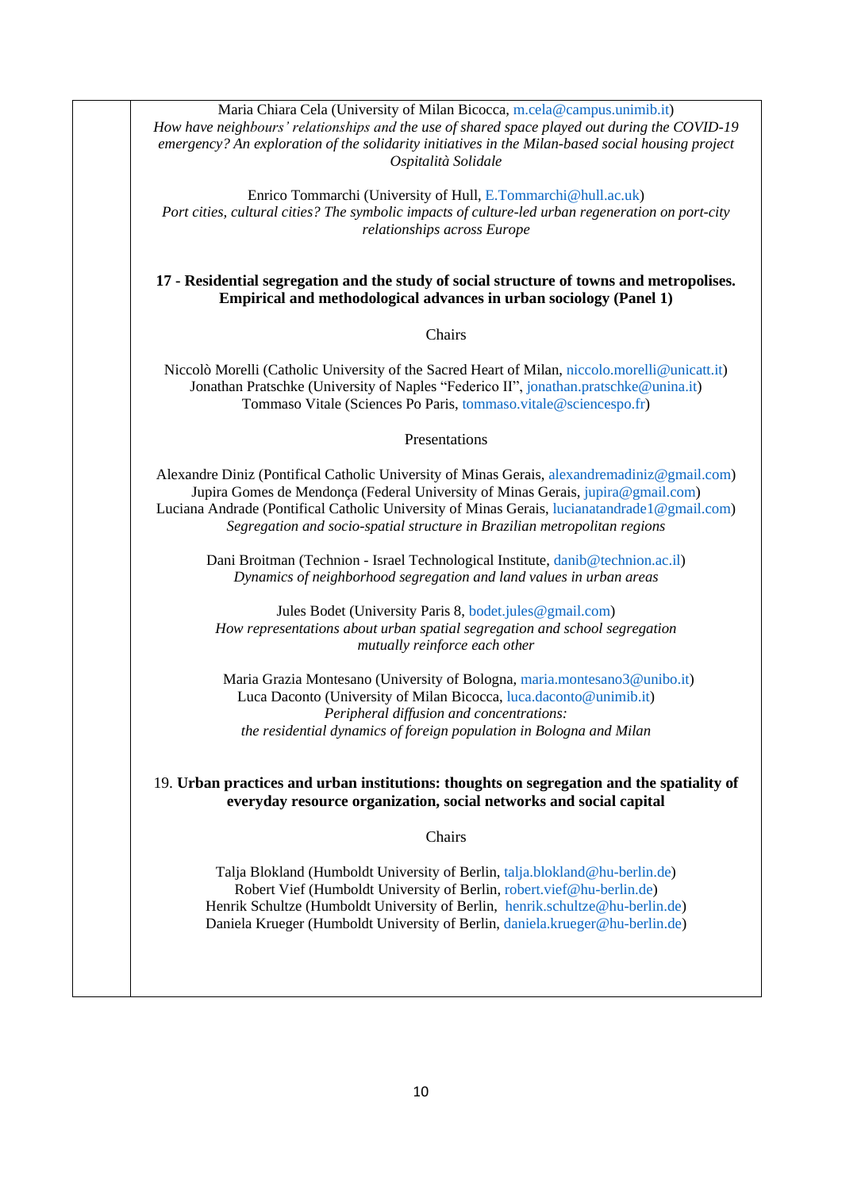Maria Chiara Cela (University of Milan Bicocca, m.cela@campus.unimib.it)
*How have neighbours' relationships and the use of shared space played out during the COVID-19 emergency? An exploration of the solidarity initiatives in the Milan-based social housing project Ospitalità Solidale*

Enrico Tommarchi (University of Hull, E.Tommarchi@hull.ac.uk)
*Port cities, cultural cities? The symbolic impacts of culture-led urban regeneration on port-city relationships across Europe*

**17 - Residential segregation and the study of social structure of towns and metropolises. Empirical and methodological advances in urban sociology (Panel 1)**

Chairs

Niccolò Morelli (Catholic University of the Sacred Heart of Milan, niccolo.morelli@unicatt.it)
Jonathan Pratschke (University of Naples "Federico II", jonathan.pratschke@unina.it)
Tommaso Vitale (Sciences Po Paris, tommaso.vitale@sciencespo.fr)

Presentations

Alexandre Diniz (Pontifical Catholic University of Minas Gerais, alexandremadiniz@gmail.com)
Jupira Gomes de Mendonça (Federal University of Minas Gerais, jupira@gmail.com)
Luciana Andrade (Pontifical Catholic University of Minas Gerais, lucianatandrade1@gmail.com)
*Segregation and socio-spatial structure in Brazilian metropolitan regions*

Dani Broitman (Technion - Israel Technological Institute, danib@technion.ac.il)
*Dynamics of neighborhood segregation and land values in urban areas*

Jules Bodet (University Paris 8, bodet.jules@gmail.com)
*How representations about urban spatial segregation and school segregation mutually reinforce each other*

Maria Grazia Montesano (University of Bologna, maria.montesano3@unibo.it)
Luca Daconto (University of Milan Bicocca, luca.daconto@unimib.it)
*Peripheral diffusion and concentrations: the residential dynamics of foreign population in Bologna and Milan*

19. **Urban practices and urban institutions: thoughts on segregation and the spatiality of everyday resource organization, social networks and social capital**

Chairs

Talja Blokland (Humboldt University of Berlin, talja.blokland@hu-berlin.de)
Robert Vief (Humboldt University of Berlin, robert.vief@hu-berlin.de)
Henrik Schultze (Humboldt University of Berlin, henrik.schultze@hu-berlin.de)
Daniela Krueger (Humboldt University of Berlin, daniela.krueger@hu-berlin.de)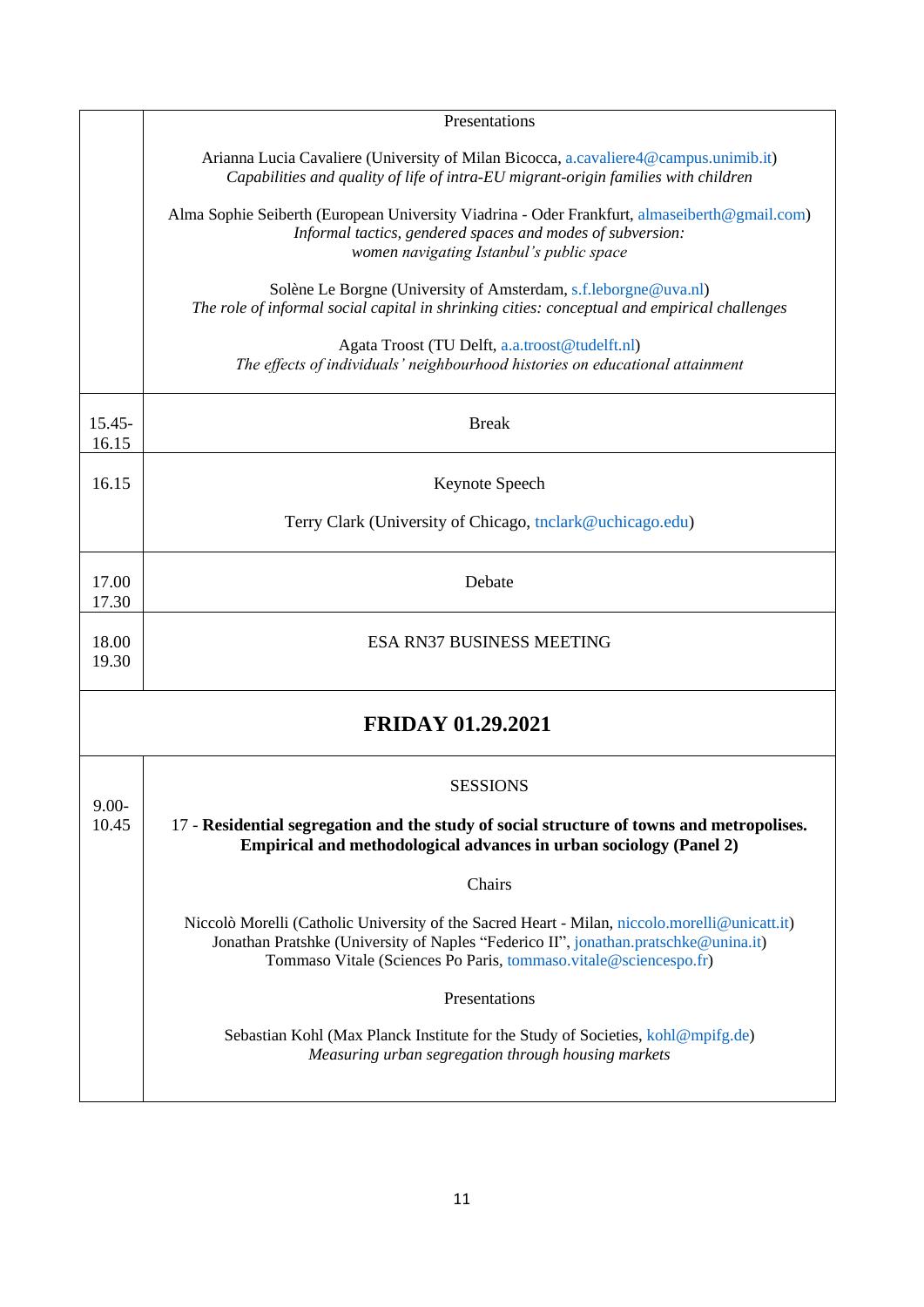| | |
|---|---|
| | Presentations<br><br>Arianna Lucia Cavaliere (University of Milan Bicocca, a.cavaliere4@campus.unimib.it)<br>*Capabilities and quality of life of intra-EU migrant-origin families with children*<br><br>Alma Sophie Seiberth (European University Viadrina - Oder Frankfurt, almaseiberth@gmail.com)<br>*Informal tactics, gendered spaces and modes of subversion: women navigating Istanbul's public space*<br><br>Solène Le Borgne (University of Amsterdam, s.f.leborgne@uva.nl)<br>*The role of informal social capital in shrinking cities: conceptual and empirical challenges*<br><br>Agata Troost (TU Delft, a.a.troost@tudelft.nl)<br>*The effects of individuals' neighbourhood histories on educational attainment* |
| 15.45-16.15 | Break |
| 16.15 | Keynote Speech<br><br>Terry Clark (University of Chicago, tnclark@uchicago.edu) |
| 17.00 17.30 | Debate |
| 18.00 19.30 | ESA RN37 BUSINESS MEETING |

## FRIDAY 01.29.2021

| | |
|---|---|
| 9.00-10.45 | SESSIONS<br><br>17 - **Residential segregation and the study of social structure of towns and metropolises. Empirical and methodological advances in urban sociology (Panel 2)**<br><br>Chairs<br><br>Niccolò Morelli (Catholic University of the Sacred Heart - Milan, niccolo.morelli@unicatt.it)<br>Jonathan Pratshke (University of Naples "Federico II", jonathan.pratschke@unina.it)<br>Tommaso Vitale (Sciences Po Paris, tommaso.vitale@sciencespo.fr)<br><br>Presentations<br><br>Sebastian Kohl (Max Planck Institute for the Study of Societies, kohl@mpifg.de)<br>*Measuring urban segregation through housing markets* |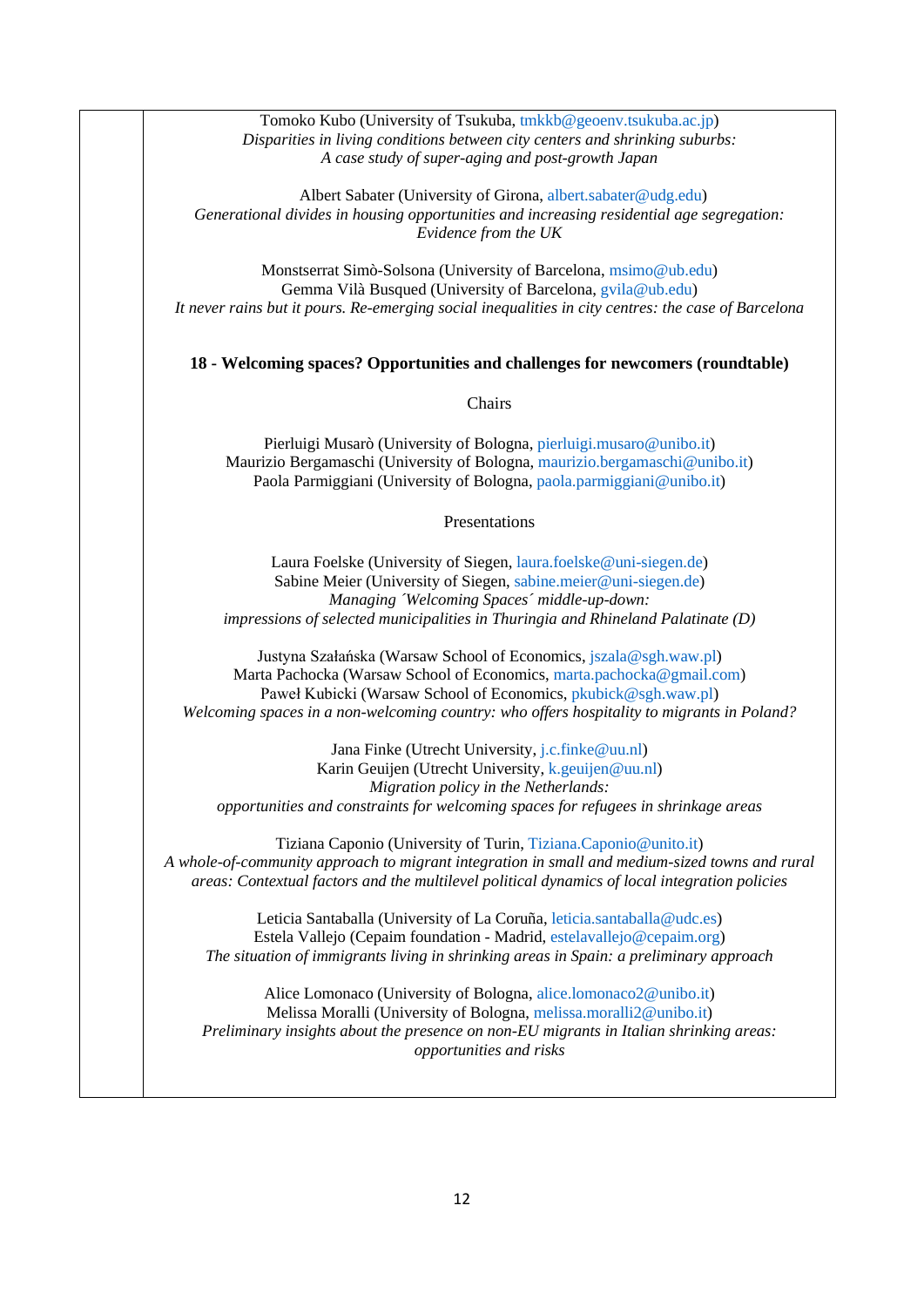Tomoko Kubo (University of Tsukuba, tmkkb@geoenv.tsukuba.ac.jp)
*Disparities in living conditions between city centers and shrinking suburbs: A case study of super-aging and post-growth Japan*

Albert Sabater (University of Girona, albert.sabater@udg.edu)
*Generational divides in housing opportunities and increasing residential age segregation: Evidence from the UK*

Monstserrat Simò-Solsona (University of Barcelona, msimo@ub.edu)
Gemma Vilà Busqued (University of Barcelona, gvila@ub.edu)
*It never rains but it pours. Re-emerging social inequalities in city centres: the case of Barcelona*

**18 - Welcoming spaces? Opportunities and challenges for newcomers (roundtable)**

Chairs

Pierluigi Musarò (University of Bologna, pierluigi.musaro@unibo.it)
Maurizio Bergamaschi (University of Bologna, maurizio.bergamaschi@unibo.it)
Paola Parmiggiani (University of Bologna, paola.parmiggiani@unibo.it)

Presentations

Laura Foelske (University of Siegen, laura.foelske@uni-siegen.de)
Sabine Meier (University of Siegen, sabine.meier@uni-siegen.de)
*Managing ´Welcoming Spaces´ middle-up-down: impressions of selected municipalities in Thuringia and Rhineland Palatinate (D)*

Justyna Szałańska (Warsaw School of Economics, jszala@sgh.waw.pl)
Marta Pachocka (Warsaw School of Economics, marta.pachocka@gmail.com)
Paweł Kubicki (Warsaw School of Economics, pkubick@sgh.waw.pl)
*Welcoming spaces in a non-welcoming country: who offers hospitality to migrants in Poland?*

Jana Finke (Utrecht University, j.c.finke@uu.nl)
Karin Geuijen (Utrecht University, k.geuijen@uu.nl)
*Migration policy in the Netherlands: opportunities and constraints for welcoming spaces for refugees in shrinkage areas*

Tiziana Caponio (University of Turin, Tiziana.Caponio@unito.it)
*A whole-of-community approach to migrant integration in small and medium-sized towns and rural areas: Contextual factors and the multilevel political dynamics of local integration policies*

Leticia Santaballa (University of La Coruña, leticia.santaballa@udc.es)
Estela Vallejo (Cepaim foundation - Madrid, estelavallejo@cepaim.org)
*The situation of immigrants living in shrinking areas in Spain: a preliminary approach*

Alice Lomonaco (University of Bologna, alice.lomonaco2@unibo.it)
Melissa Moralli (University of Bologna, melissa.moralli2@unibo.it)
*Preliminary insights about the presence on non-EU migrants in Italian shrinking areas: opportunities and risks*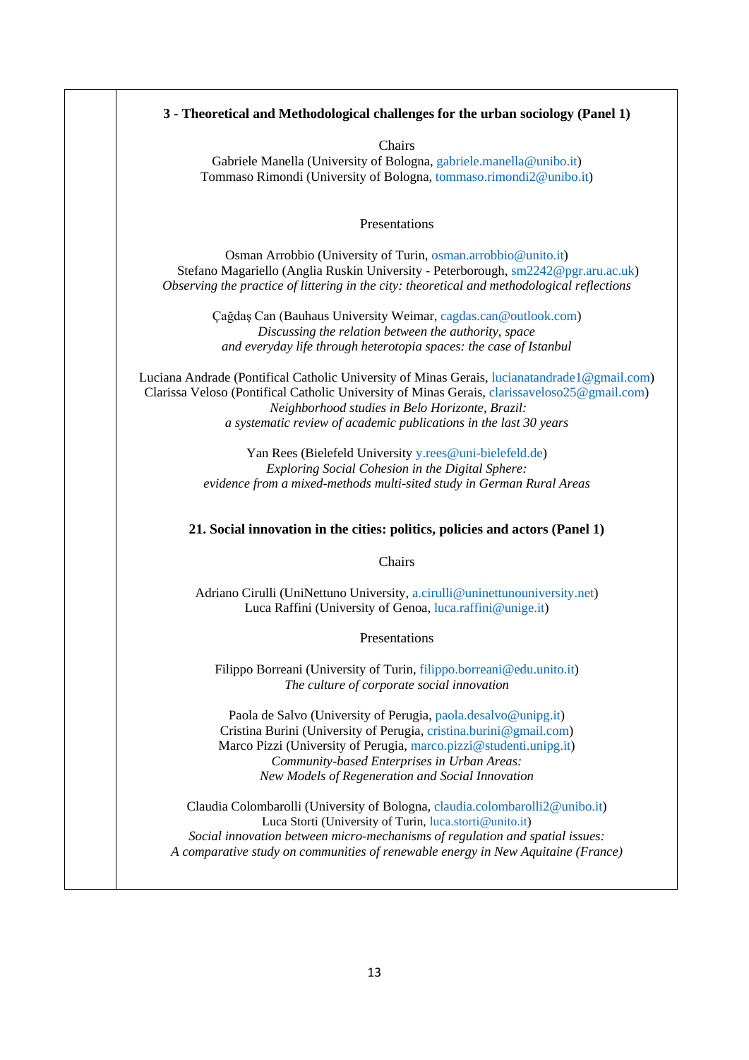### 3 - Theoretical and Methodological challenges for the urban sociology (Panel 1)

Chairs

Gabriele Manella (University of Bologna, gabriele.manella@unibo.it)
Tommaso Rimondi (University of Bologna, tommaso.rimondi2@unibo.it)

Presentations

Osman Arrobbio (University of Turin, osman.arrobbio@unito.it)
Stefano Magariello (Anglia Ruskin University - Peterborough, sm2242@pgr.aru.ac.uk)
*Observing the practice of littering in the city: theoretical and methodological reflections*

Çağdaş Can (Bauhaus University Weimar, cagdas.can@outlook.com)
*Discussing the relation between the authority, space and everyday life through heterotopia spaces: the case of Istanbul*

Luciana Andrade (Pontifical Catholic University of Minas Gerais, lucianatandrade1@gmail.com)
Clarissa Veloso (Pontifical Catholic University of Minas Gerais, clarissaveloso25@gmail.com)
*Neighborhood studies in Belo Horizonte, Brazil: a systematic review of academic publications in the last 30 years*

Yan Rees (Bielefeld University y.rees@uni-bielefeld.de)
*Exploring Social Cohesion in the Digital Sphere: evidence from a mixed-methods multi-sited study in German Rural Areas*

### 21. Social innovation in the cities: politics, policies and actors (Panel 1)

Chairs

Adriano Cirulli (UniNettuno University, a.cirulli@uninettunouniversity.net)
Luca Raffini (University of Genoa, luca.raffini@unige.it)

Presentations

Filippo Borreani (University of Turin, filippo.borreani@edu.unito.it)
*The culture of corporate social innovation*

Paola de Salvo (University of Perugia, paola.desalvo@unipg.it)
Cristina Burini (University of Perugia, cristina.burini@gmail.com)
Marco Pizzi (University of Perugia, marco.pizzi@studenti.unipg.it)
*Community-based Enterprises in Urban Areas: New Models of Regeneration and Social Innovation*

Claudia Colombarolli (University of Bologna, claudia.colombarolli2@unibo.it)
Luca Storti (University of Turin, luca.storti@unito.it)
*Social innovation between micro-mechanisms of regulation and spatial issues: A comparative study on communities of renewable energy in New Aquitaine (France)*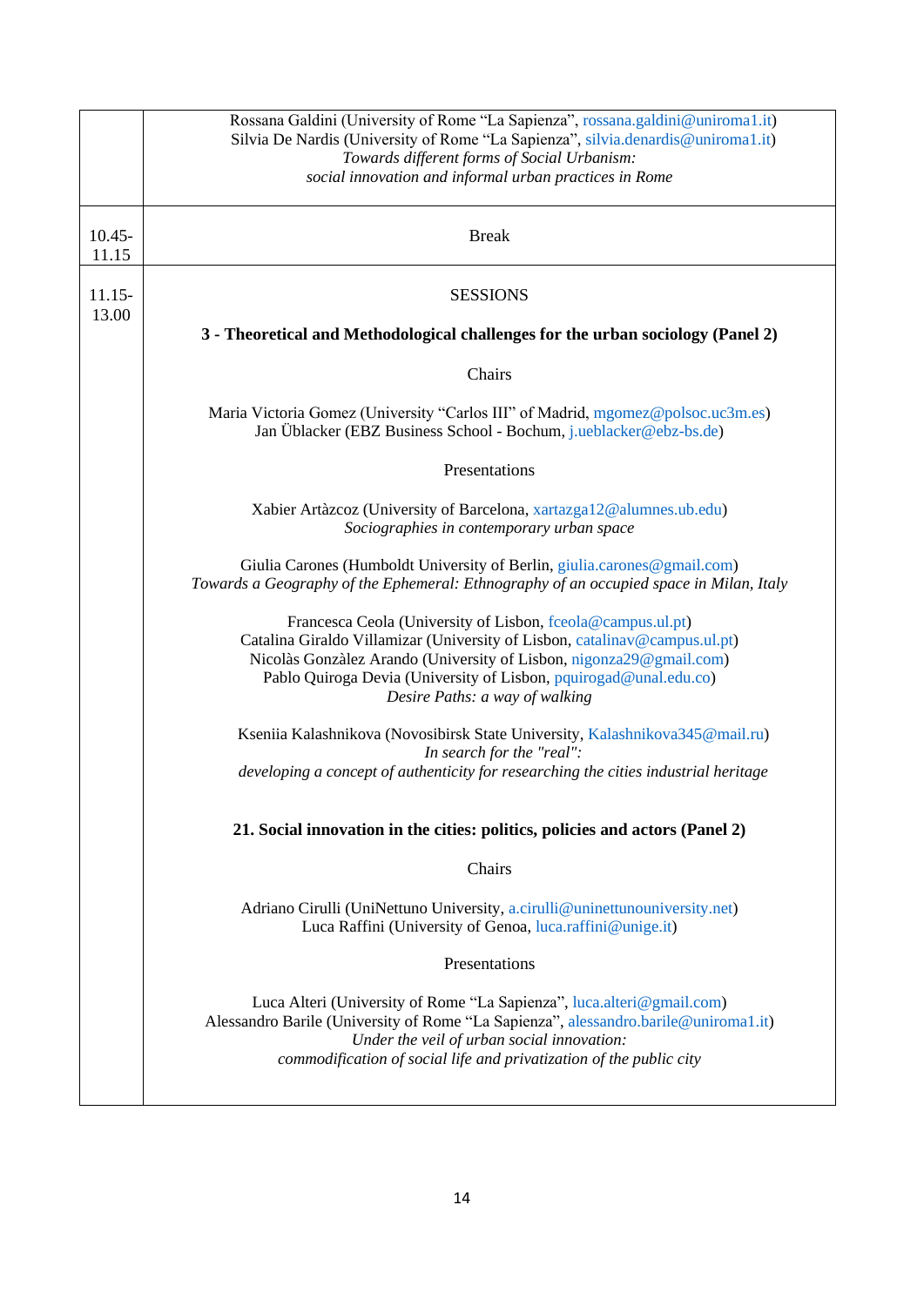| | |
|---|---|
| | Rossana Galdini (University of Rome "La Sapienza", rossana.galdini@uniroma1.it)<br>Silvia De Nardis (University of Rome "La Sapienza", silvia.denardis@uniroma1.it)<br>*Towards different forms of Social Urbanism:*<br>*social innovation and informal urban practices in Rome* |
| 10.45-11.15 | Break |
| 11.15-13.00 | SESSIONS<br><br>**3 - Theoretical and Methodological challenges for the urban sociology (Panel 2)**<br><br>Chairs<br><br>Maria Victoria Gomez (University "Carlos III" of Madrid, mgomez@polsoc.uc3m.es)<br>Jan Üblacker (EBZ Business School - Bochum, j.ueblacker@ebz-bs.de)<br><br>Presentations<br><br>Xabier Artàzcoz (University of Barcelona, xartazga12@alumnes.ub.edu)<br>*Sociographies in contemporary urban space*<br><br>Giulia Carones (Humboldt University of Berlin, giulia.carones@gmail.com)<br>*Towards a Geography of the Ephemeral: Ethnography of an occupied space in Milan, Italy*<br><br>Francesca Ceola (University of Lisbon, fceola@campus.ul.pt)<br>Catalina Giraldo Villamizar (University of Lisbon, catalinav@campus.ul.pt)<br>Nicolàs Gonzàlez Arando (University of Lisbon, nigonza29@gmail.com)<br>Pablo Quiroga Devia (University of Lisbon, pquirogad@unal.edu.co)<br>*Desire Paths: a way of walking*<br><br>Kseniia Kalashnikova (Novosibirsk State University, Kalashnikova345@mail.ru)<br>*In search for the "real":*<br>*developing a concept of authenticity for researching the cities industrial heritage*<br><br>**21. Social innovation in the cities: politics, policies and actors (Panel 2)**<br><br>Chairs<br><br>Adriano Cirulli (UniNettuno University, a.cirulli@uninettunouniversity.net)<br>Luca Raffini (University of Genoa, luca.raffini@unige.it)<br><br>Presentations<br><br>Luca Alteri (University of Rome "La Sapienza", luca.alteri@gmail.com)<br>Alessandro Barile (University of Rome "La Sapienza", alessandro.barile@uniroma1.it)<br>*Under the veil of urban social innovation:*<br>*commodification of social life and privatization of the public city* |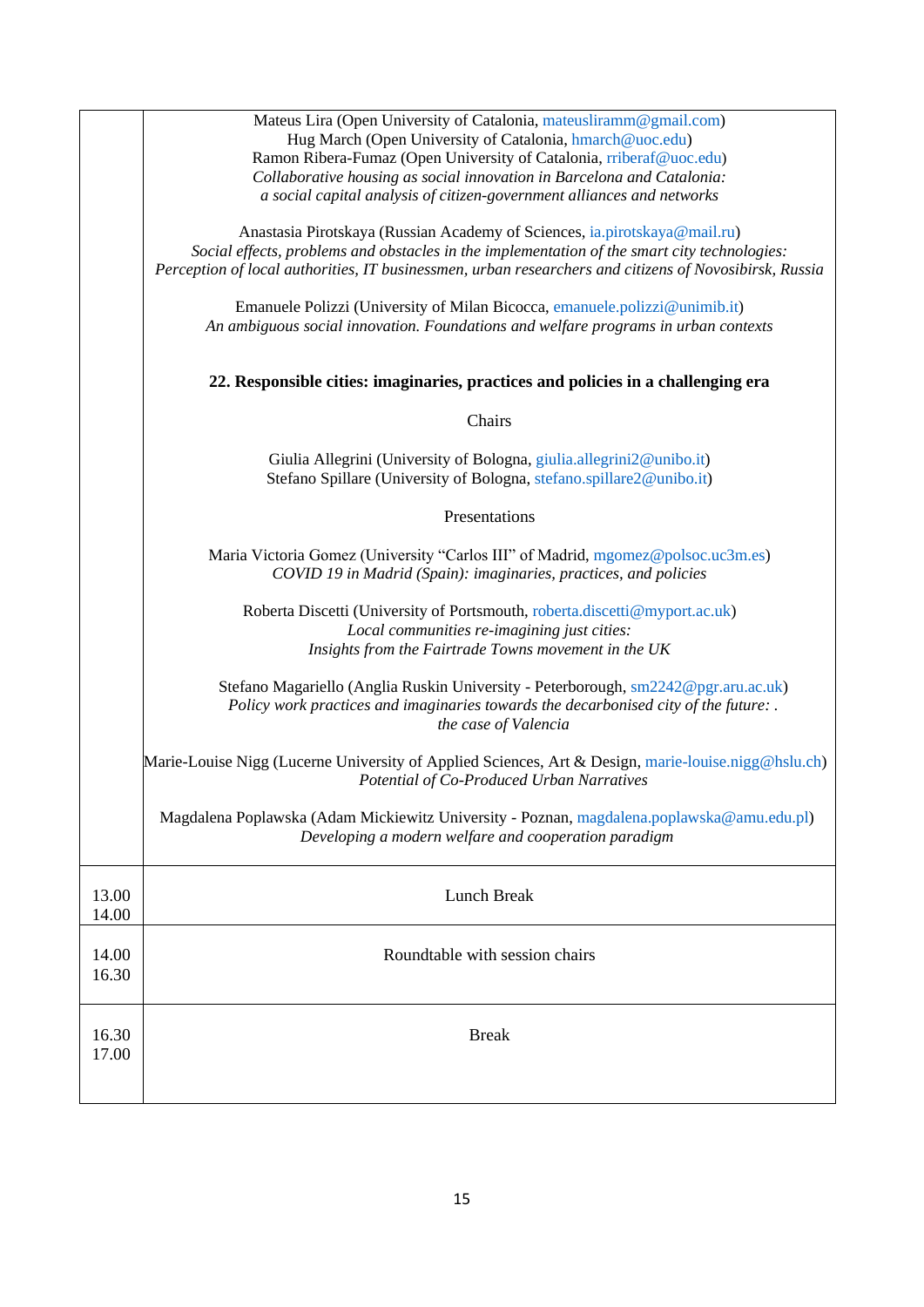| | |
|---|---|
| | Mateus Lira (Open University of Catalonia, mateusliramm@gmail.com)<br>Hug March (Open University of Catalonia, hmarch@uoc.edu)<br>Ramon Ribera-Fumaz (Open University of Catalonia, rriberaf@uoc.edu)<br>*Collaborative housing as social innovation in Barcelona and Catalonia: a social capital analysis of citizen-government alliances and networks*<br><br>Anastasia Pirotskaya (Russian Academy of Sciences, ia.pirotskaya@mail.ru)<br>*Social effects, problems and obstacles in the implementation of the smart city technologies: Perception of local authorities, IT businessmen, urban researchers and citizens of Novosibirsk, Russia*<br><br>Emanuele Polizzi (University of Milan Bicocca, emanuele.polizzi@unimib.it)<br>*An ambiguous social innovation. Foundations and welfare programs in urban contexts*<br><br>**22. Responsible cities: imaginaries, practices and policies in a challenging era**<br><br>Chairs<br><br>Giulia Allegrini (University of Bologna, giulia.allegrini2@unibo.it)<br>Stefano Spillare (University of Bologna, stefano.spillare2@unibo.it)<br><br>Presentations<br><br>Maria Victoria Gomez (University "Carlos III" of Madrid, mgomez@polsoc.uc3m.es)<br>*COVID 19 in Madrid (Spain): imaginaries, practices, and policies*<br><br>Roberta Discetti (University of Portsmouth, roberta.discetti@myport.ac.uk)<br>*Local communities re-imagining just cities: Insights from the Fairtrade Towns movement in the UK*<br><br>Stefano Magariello (Anglia Ruskin University - Peterborough, sm2242@pgr.aru.ac.uk)<br>*Policy work practices and imaginaries towards the decarbonised city of the future: . the case of Valencia*<br><br>Marie-Louise Nigg (Lucerne University of Applied Sciences, Art & Design, marie-louise.nigg@hslu.ch)<br>*Potential of Co-Produced Urban Narratives*<br><br>Magdalena Poplawska (Adam Mickiewitz University - Poznan, magdalena.poplawska@amu.edu.pl)<br>*Developing a modern welfare and cooperation paradigm* |
| 13.00<br>14.00 | Lunch Break |
| 14.00<br>16.30 | Roundtable with session chairs |
| 16.30<br>17.00 | Break |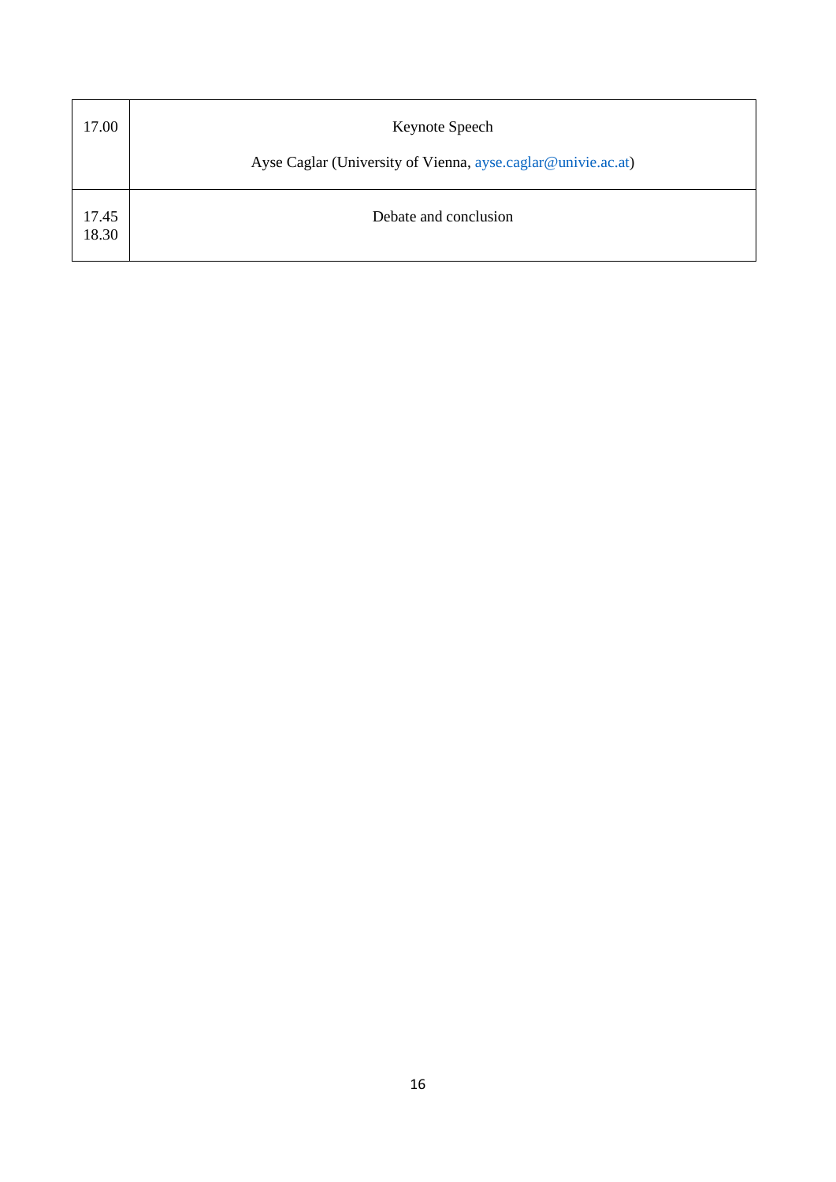| | |
|---|---|
| 17.00 | Keynote Speech<br><br>Ayse Caglar (University of Vienna, ayse.caglar@univie.ac.at) |
| 17.45<br>18.30 | Debate and conclusion |